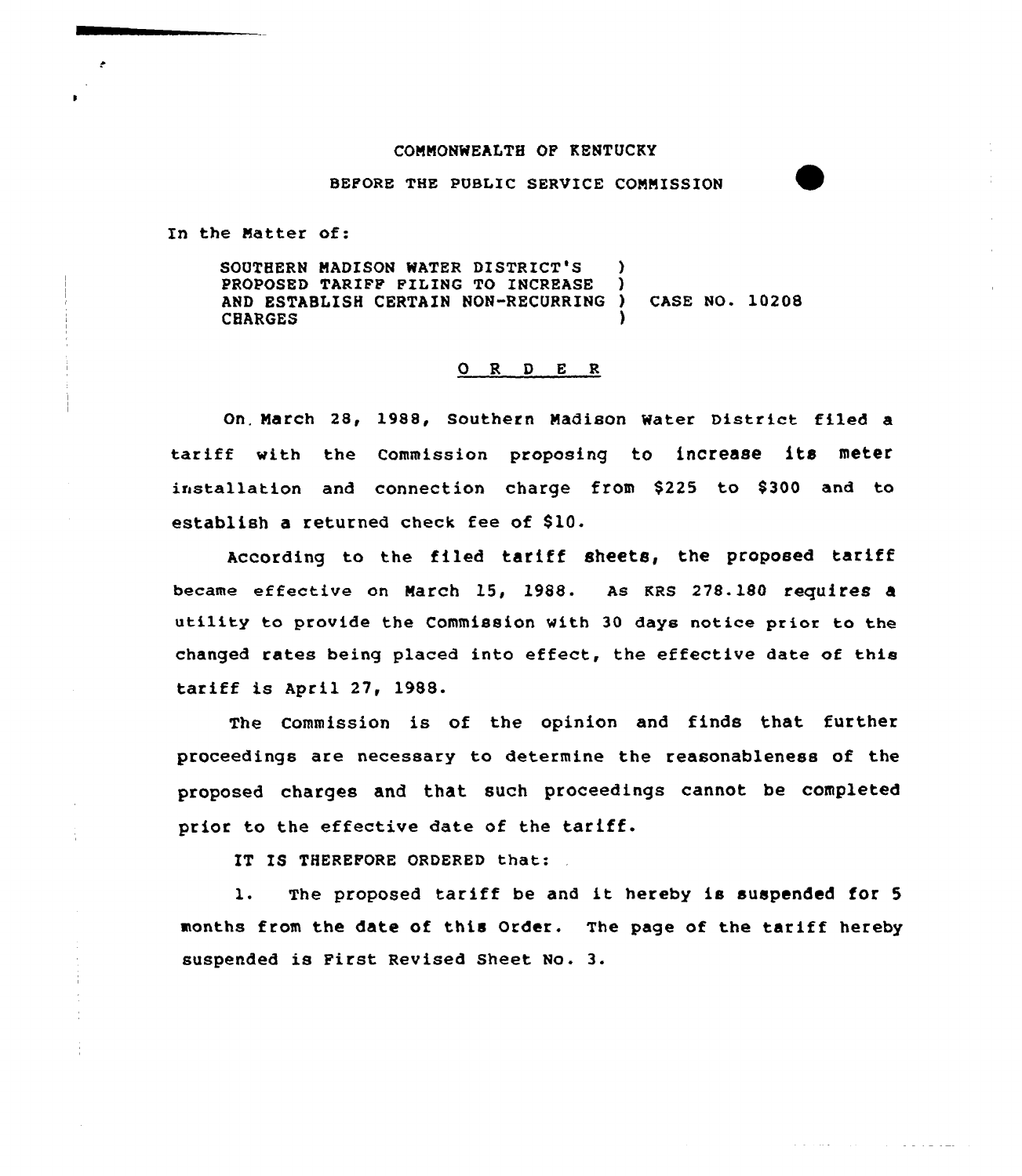COMMONWEALTH OF KENTUCKY

BEFORE THE PUBLIC SERVICE COMMISSION

In the Matter of:

SOUTHERN MADISON WATER DISTRICT'S PROPOSED TARIFF FILING TO INCREASE AND ESTABLISH CERTAIN NON-RECURRING CHARGES ) CASE NO. 10208

## O R D E R

On March 28, 1988, Southern Madison Water District filed a tariff with the Commission proposing to increase its meter installation and connection charge from $225 to $300 and to establish a returned check fee of $10.

According to the filed tariff sheets, the proposed tariff became effective on March 15, 1988. As KRS 278.180 requires a utility to provide the Commission with 30 days notice prior to the changed rates being placed into effect, the effective date of this tariff is April 27, 1988.

The Commission is of the opinion and finds that further proceedings are necessary to determine the reasonableness of the proposed charges and that such proceedings cannot be completed prior to the effective date of the tariff.

IT IS THEREFORE ORDERED that:

1. The proposed tariff be and it hereby is suspended for 5 months from the date of this Order. The page of the tariff hereby suspended is First Revised Sheet No. 3.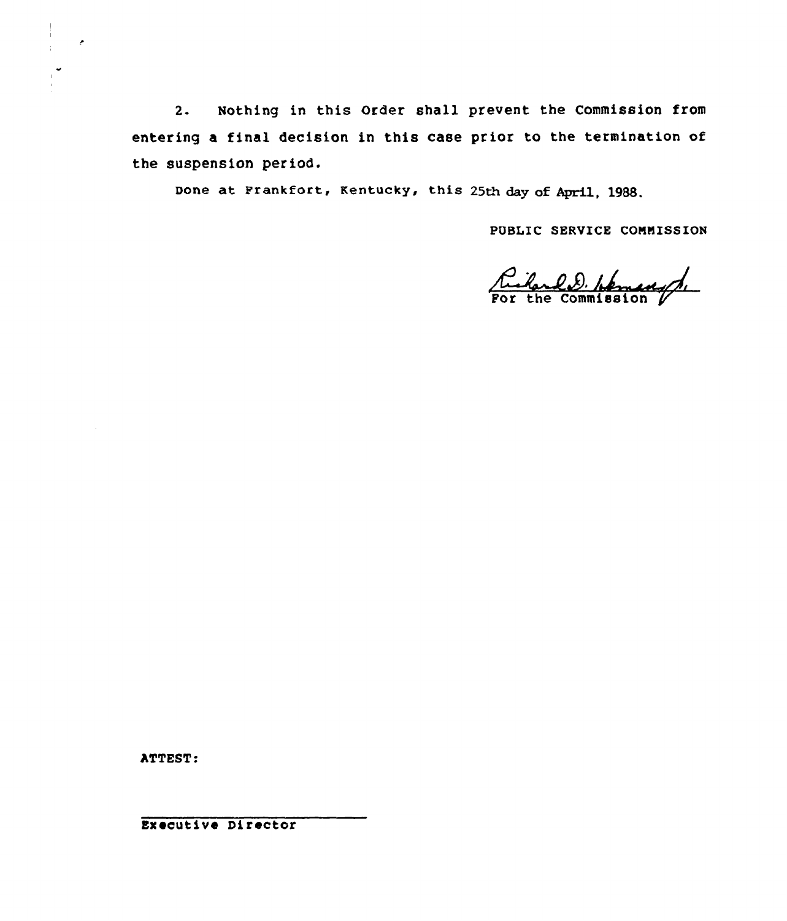2. Nothing in this Order shall prevent the Commission from entering a final decision in this case prior to the termination of the suspension period.

Done at Frankfort, Kentucky, this 25th day of April, 1988.

PUBLIC SERVICE COMMISSION

For the Commission

ATTEST:

Executive Director